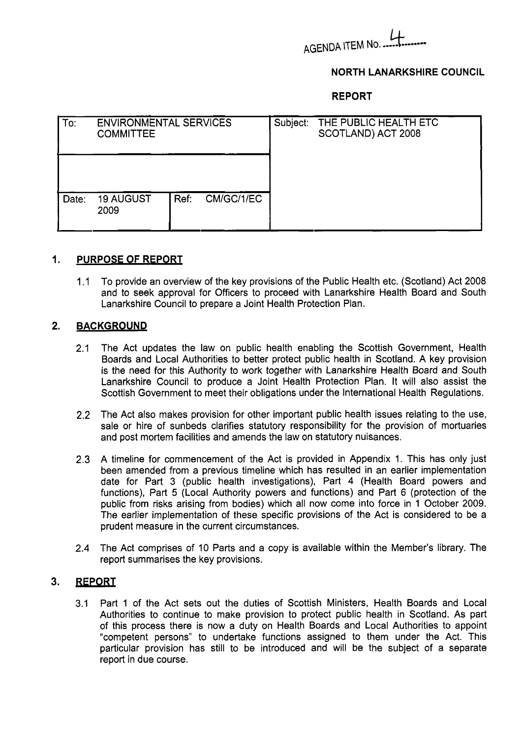AGENDA ITEM No. 4

**NORTH LANARKSHIRE COUNCIL**

**REPORT**

| To: ENVIRONMENTAL SERVICES COMMITTEE | | Subject: THE PUBLIC HEALTH ETC SCOTLAND) ACT 2008 |
|---|---|---|
| | | |
| Date: 19 AUGUST 2009 | Ref: CM/GC/1/EC | |

## 1. PURPOSE OF REPORT

1.1 To provide an overview of the key provisions of the Public Health etc. (Scotland) Act 2008 and to seek approval for Officers to proceed with Lanarkshire Health Board and South Lanarkshire Council to prepare a Joint Health Protection Plan.

## 2. BACKGROUND

2.1 The Act updates the law on public health enabling the Scottish Government, Health Boards and Local Authorities to better protect public health in Scotland. A key provision is the need for this Authority to work together with Lanarkshire Health Board and South Lanarkshire Council to produce a Joint Health Protection Plan. It will also assist the Scottish Government to meet their obligations under the International Health Regulations.

2.2 The Act also makes provision for other important public health issues relating to the use, sale or hire of sunbeds clarifies statutory responsibility for the provision of mortuaries and post mortem facilities and amends the law on statutory nuisances.

2.3 A timeline for commencement of the Act is provided in Appendix 1. This has only just been amended from a previous timeline which has resulted in an earlier implementation date for Part 3 (public health investigations), Part 4 (Health Board powers and functions), Part 5 (Local Authority powers and functions) and Part 6 (protection of the public from risks arising from bodies) which all now come into force in 1 October 2009. The earlier implementation of these specific provisions of the Act is considered to be a prudent measure in the current circumstances.

2.4 The Act comprises of 10 Parts and a copy is available within the Member's library. The report summarises the key provisions.

## 3. REPORT

3.1 Part 1 of the Act sets out the duties of Scottish Ministers, Health Boards and Local Authorities to continue to make provision to protect public health in Scotland. As part of this process there is now a duty on Health Boards and Local Authorities to appoint "competent persons" to undertake functions assigned to them under the Act. This particular provision has still to be introduced and will be the subject of a separate report in due course.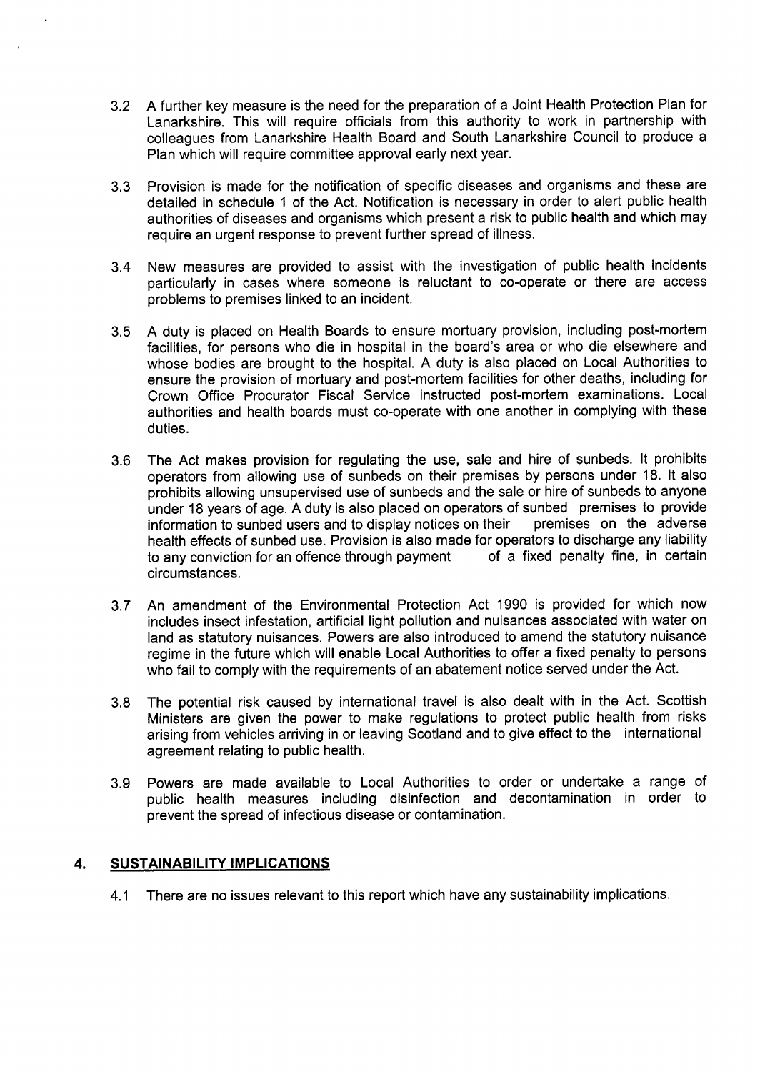3.2 A further key measure is the need for the preparation of a Joint Health Protection Plan for Lanarkshire. This will require officials from this authority to work in partnership with colleagues from Lanarkshire Health Board and South Lanarkshire Council to produce a Plan which will require committee approval early next year.

3.3 Provision is made for the notification of specific diseases and organisms and these are detailed in schedule 1 of the Act. Notification is necessary in order to alert public health authorities of diseases and organisms which present a risk to public health and which may require an urgent response to prevent further spread of illness.

3.4 New measures are provided to assist with the investigation of public health incidents particularly in cases where someone is reluctant to co-operate or there are access problems to premises linked to an incident.

3.5 A duty is placed on Health Boards to ensure mortuary provision, including post-mortem facilities, for persons who die in hospital in the board's area or who die elsewhere and whose bodies are brought to the hospital. A duty is also placed on Local Authorities to ensure the provision of mortuary and post-mortem facilities for other deaths, including for Crown Office Procurator Fiscal Service instructed post-mortem examinations. Local authorities and health boards must co-operate with one another in complying with these duties.

3.6 The Act makes provision for regulating the use, sale and hire of sunbeds. It prohibits operators from allowing use of sunbeds on their premises by persons under 18. It also prohibits allowing unsupervised use of sunbeds and the sale or hire of sunbeds to anyone under 18 years of age. A duty is also placed on operators of sunbed premises to provide information to sunbed users and to display notices on their premises on the adverse health effects of sunbed use. Provision is also made for operators to discharge any liability to any conviction for an offence through payment of a fixed penalty fine, in certain circumstances.

3.7 An amendment of the Environmental Protection Act 1990 is provided for which now includes insect infestation, artificial light pollution and nuisances associated with water on land as statutory nuisances. Powers are also introduced to amend the statutory nuisance regime in the future which will enable Local Authorities to offer a fixed penalty to persons who fail to comply with the requirements of an abatement notice served under the Act.

3.8 The potential risk caused by international travel is also dealt with in the Act. Scottish Ministers are given the power to make regulations to protect public health from risks arising from vehicles arriving in or leaving Scotland and to give effect to the international agreement relating to public health.

3.9 Powers are made available to Local Authorities to order or undertake a range of public health measures including disinfection and decontamination in order to prevent the spread of infectious disease or contamination.

## 4. SUSTAINABILITY IMPLICATIONS

4.1 There are no issues relevant to this report which have any sustainability implications.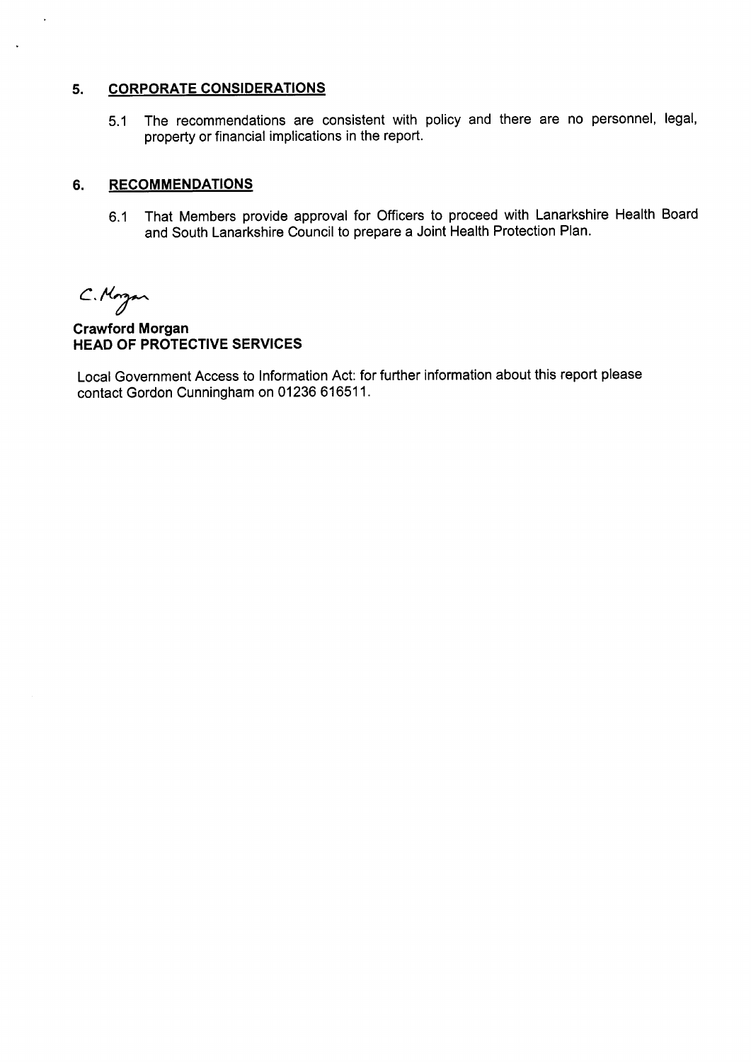## 5. CORPORATE CONSIDERATIONS

5.1 The recommendations are consistent with policy and there are no personnel, legal, property or financial implications in the report.

## 6. RECOMMENDATIONS

6.1 That Members provide approval for Officers to proceed with Lanarkshire Health Board and South Lanarkshire Council to prepare a Joint Health Protection Plan.

C. Morgan

**Crawford Morgan**
**HEAD OF PROTECTIVE SERVICES**

Local Government Access to Information Act: for further information about this report please contact Gordon Cunningham on 01236 616511.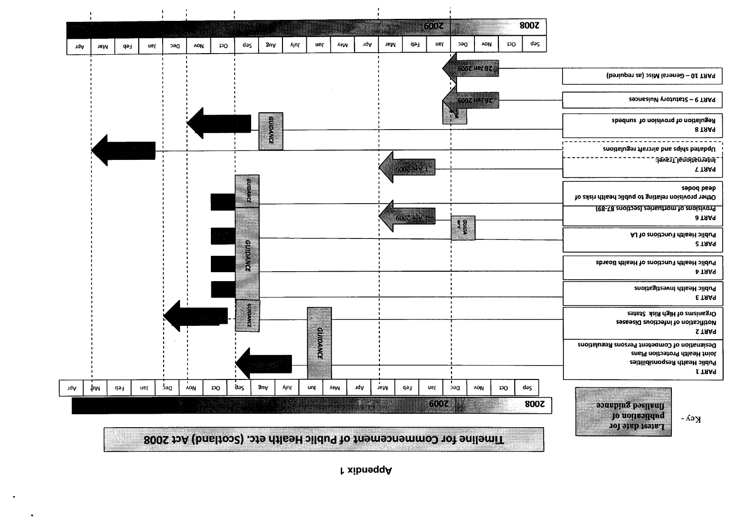# Appendix 1

## Timeline for Commencement of Public Health etc. (Scotland) Act 2008

Key - Latest date for publication of finalised guidance

2008 2009

Sep Oct Nov Dec Jan Feb Mar Apr May Jun July Aug Sep Oct Nov Dec Jan Feb Mar Apr

PART 1
Public Health Responsibilities
Joint Health Protection Plans
Designation of Competent Persons Regulations

PART 2
Notification of Infectious Diseases
Organisms of High Risk States

PART 3
Public Health Investigations

PART 4
Public Health Functions of Health Boards

PART 5
Public Health Functions of LA

PART 6
Provisions of mortuaries (sections 87-89)
Other provision relating to public health risks of dead bodes

PART 7
International Travel:
Updated ships and aircraft regulations

PART 8
Regulation of provision of sunbeds

PART 9 – Statutory Nuisances

PART 10 – General Misc (as required)

GUIDANCE

1 Apr 2009

26 Jan 2009